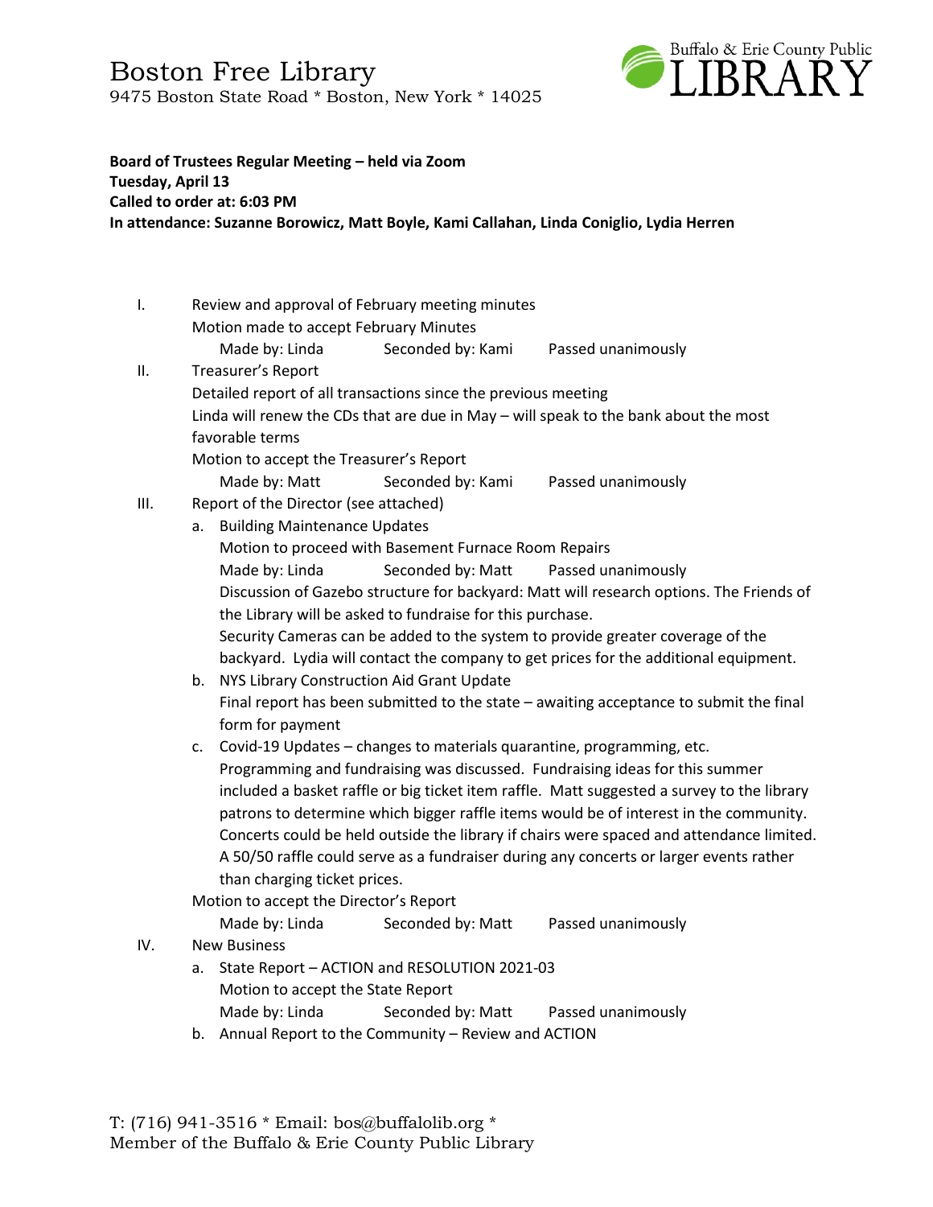# Boston Free Library

9475 Boston State Road * Boston, New York * 14025

Buffalo & Erie County Public LIBRARY

**Board of Trustees Regular Meeting – held via Zoom**
**Tuesday, April 13**
**Called to order at: 6:03 PM**
**In attendance: Suzanne Borowicz, Matt Boyle, Kami Callahan, Linda Coniglio, Lydia Herren**

I. Review and approval of February meeting minutes
   Motion made to accept February Minutes
   Made by: Linda    Seconded by: Kami    Passed unanimously

II. Treasurer's Report
   Detailed report of all transactions since the previous meeting
   Linda will renew the CDs that are due in May – will speak to the bank about the most favorable terms
   Motion to accept the Treasurer's Report
   Made by: Matt    Seconded by: Kami    Passed unanimously

III. Report of the Director (see attached)
   a. Building Maintenance Updates
      Motion to proceed with Basement Furnace Room Repairs
      Made by: Linda    Seconded by: Matt    Passed unanimously
      Discussion of Gazebo structure for backyard: Matt will research options. The Friends of the Library will be asked to fundraise for this purchase.
      Security Cameras can be added to the system to provide greater coverage of the backyard. Lydia will contact the company to get prices for the additional equipment.
   b. NYS Library Construction Aid Grant Update
      Final report has been submitted to the state – awaiting acceptance to submit the final form for payment
   c. Covid-19 Updates – changes to materials quarantine, programming, etc.
      Programming and fundraising was discussed. Fundraising ideas for this summer included a basket raffle or big ticket item raffle. Matt suggested a survey to the library patrons to determine which bigger raffle items would be of interest in the community. Concerts could be held outside the library if chairs were spaced and attendance limited. A 50/50 raffle could serve as a fundraiser during any concerts or larger events rather than charging ticket prices.

   Motion to accept the Director's Report
   Made by: Linda    Seconded by: Matt    Passed unanimously

IV. New Business
   a. State Report – ACTION and RESOLUTION 2021-03
      Motion to accept the State Report
      Made by: Linda    Seconded by: Matt    Passed unanimously
   b. Annual Report to the Community – Review and ACTION

T: (716) 941-3516 * Email: bos@buffalolib.org *
Member of the Buffalo & Erie County Public Library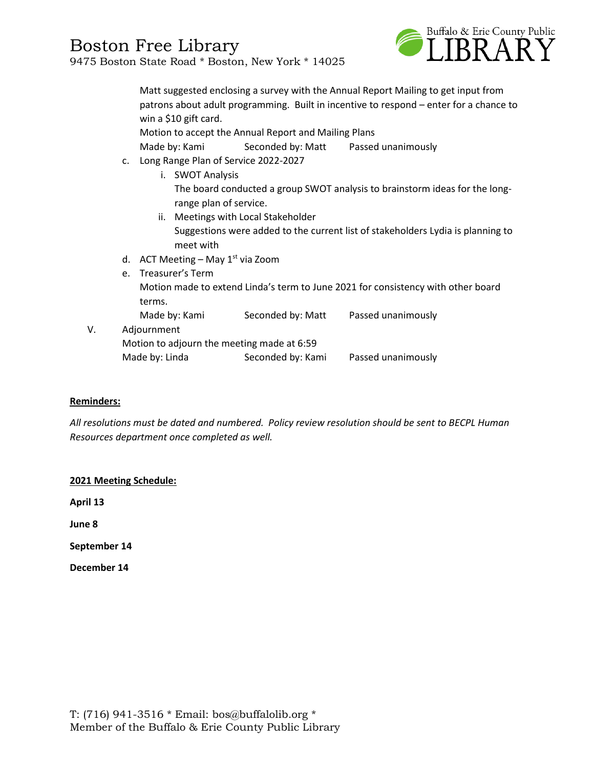Matt suggested enclosing a survey with the Annual Report Mailing to get input from patrons about adult programming. Built in incentive to respond – enter for a chance to win a $10 gift card.

Motion to accept the Annual Report and Mailing Plans

Made by: Kami Seconded by: Matt Passed unanimously

c. Long Range Plan of Service 2022-2027
   i. SWOT Analysis
      The board conducted a group SWOT analysis to brainstorm ideas for the long-range plan of service.
   ii. Meetings with Local Stakeholder
      Suggestions were added to the current list of stakeholders Lydia is planning to meet with

d. ACT Meeting – May 1st via Zoom

e. Treasurer's Term
   Motion made to extend Linda's term to June 2021 for consistency with other board terms.
   Made by: Kami Seconded by: Matt Passed unanimously

V. Adjournment

Motion to adjourn the meeting made at 6:59

Made by: Linda Seconded by: Kami Passed unanimously

**Reminders:**

*All resolutions must be dated and numbered. Policy review resolution should be sent to BECPL Human Resources department once completed as well.*

**2021 Meeting Schedule:**

**April 13**

**June 8**

**September 14**

**December 14**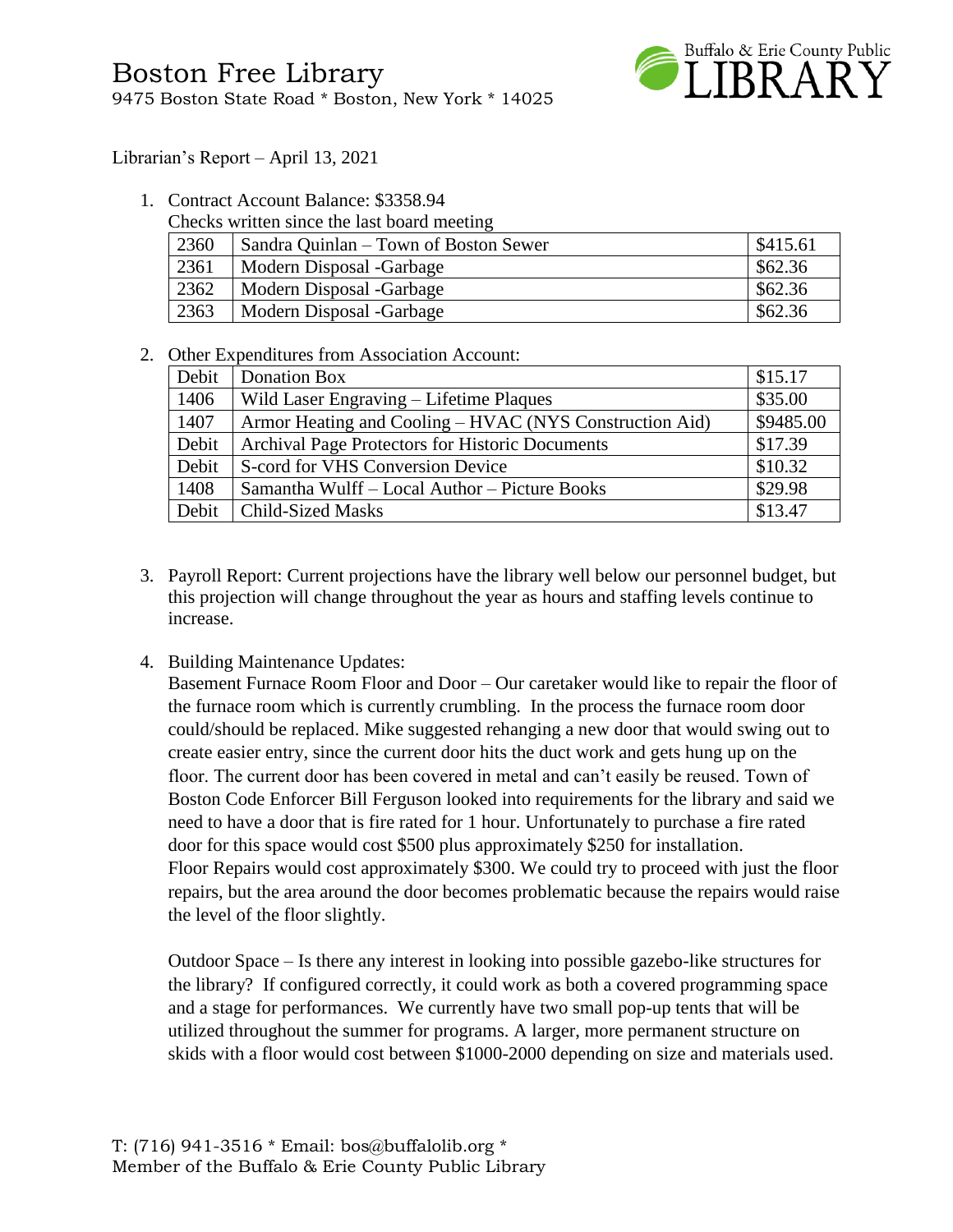# Boston Free Library

9475 Boston State Road * Boston, New York * 14025

Librarian's Report – April 13, 2021

1. Contract Account Balance: $3358.94

   Checks written since the last board meeting

| 2360 | Sandra Quinlan – Town of Boston Sewer | $415.61 |
|---|---|---|
| 2361 | Modern Disposal -Garbage | $62.36 |
| 2362 | Modern Disposal -Garbage | $62.36 |
| 2363 | Modern Disposal -Garbage | $62.36 |

2. Other Expenditures from Association Account:

| Debit | Donation Box | $15.17 |
|---|---|---|
| 1406 | Wild Laser Engraving – Lifetime Plaques | $35.00 |
| 1407 | Armor Heating and Cooling – HVAC (NYS Construction Aid) | $9485.00 |
| Debit | Archival Page Protectors for Historic Documents | $17.39 |
| Debit | S-cord for VHS Conversion Device | $10.32 |
| 1408 | Samantha Wulff – Local Author – Picture Books | $29.98 |
| Debit | Child-Sized Masks | $13.47 |

3. Payroll Report: Current projections have the library well below our personnel budget, but this projection will change throughout the year as hours and staffing levels continue to increase.

4. Building Maintenance Updates:

   Basement Furnace Room Floor and Door – Our caretaker would like to repair the floor of the furnace room which is currently crumbling. In the process the furnace room door could/should be replaced. Mike suggested rehanging a new door that would swing out to create easier entry, since the current door hits the duct work and gets hung up on the floor. The current door has been covered in metal and can't easily be reused. Town of Boston Code Enforcer Bill Ferguson looked into requirements for the library and said we need to have a door that is fire rated for 1 hour. Unfortunately to purchase a fire rated door for this space would cost $500 plus approximately $250 for installation. Floor Repairs would cost approximately $300. We could try to proceed with just the floor repairs, but the area around the door becomes problematic because the repairs would raise the level of the floor slightly.

   Outdoor Space – Is there any interest in looking into possible gazebo-like structures for the library? If configured correctly, it could work as both a covered programming space and a stage for performances. We currently have two small pop-up tents that will be utilized throughout the summer for programs. A larger, more permanent structure on skids with a floor would cost between $1000-2000 depending on size and materials used.

T: (716) 941-3516 * Email: bos@buffalolib.org *
Member of the Buffalo & Erie County Public Library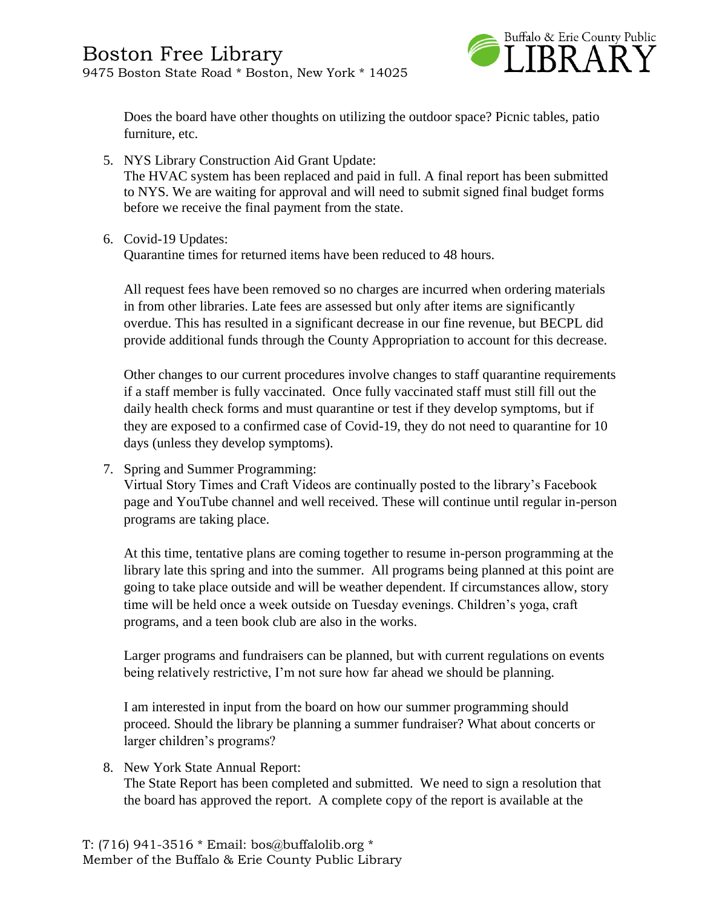Does the board have other thoughts on utilizing the outdoor space? Picnic tables, patio furniture, etc.

5. NYS Library Construction Aid Grant Update:
   The HVAC system has been replaced and paid in full. A final report has been submitted to NYS. We are waiting for approval and will need to submit signed final budget forms before we receive the final payment from the state.

6. Covid-19 Updates:
   Quarantine times for returned items have been reduced to 48 hours.

   All request fees have been removed so no charges are incurred when ordering materials in from other libraries. Late fees are assessed but only after items are significantly overdue. This has resulted in a significant decrease in our fine revenue, but BECPL did provide additional funds through the County Appropriation to account for this decrease.

   Other changes to our current procedures involve changes to staff quarantine requirements if a staff member is fully vaccinated. Once fully vaccinated staff must still fill out the daily health check forms and must quarantine or test if they develop symptoms, but if they are exposed to a confirmed case of Covid-19, they do not need to quarantine for 10 days (unless they develop symptoms).

7. Spring and Summer Programming:
   Virtual Story Times and Craft Videos are continually posted to the library's Facebook page and YouTube channel and well received. These will continue until regular in-person programs are taking place.

   At this time, tentative plans are coming together to resume in-person programming at the library late this spring and into the summer. All programs being planned at this point are going to take place outside and will be weather dependent. If circumstances allow, story time will be held once a week outside on Tuesday evenings. Children's yoga, craft programs, and a teen book club are also in the works.

   Larger programs and fundraisers can be planned, but with current regulations on events being relatively restrictive, I'm not sure how far ahead we should be planning.

   I am interested in input from the board on how our summer programming should proceed. Should the library be planning a summer fundraiser? What about concerts or larger children's programs?

8. New York State Annual Report:
   The State Report has been completed and submitted. We need to sign a resolution that the board has approved the report. A complete copy of the report is available at the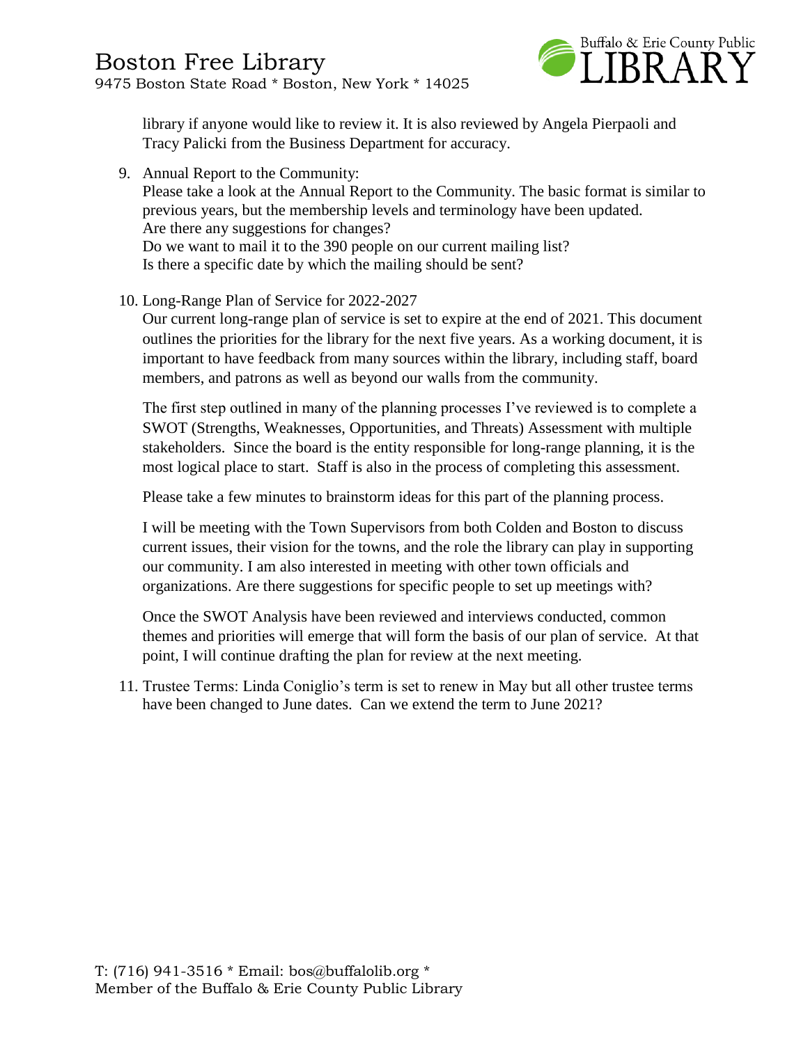library if anyone would like to review it. It is also reviewed by Angela Pierpaoli and Tracy Palicki from the Business Department for accuracy.

9. Annual Report to the Community:
   Please take a look at the Annual Report to the Community. The basic format is similar to previous years, but the membership levels and terminology have been updated.
   Are there any suggestions for changes?
   Do we want to mail it to the 390 people on our current mailing list?
   Is there a specific date by which the mailing should be sent?

10. Long-Range Plan of Service for 2022-2027
    Our current long-range plan of service is set to expire at the end of 2021. This document outlines the priorities for the library for the next five years. As a working document, it is important to have feedback from many sources within the library, including staff, board members, and patrons as well as beyond our walls from the community.

    The first step outlined in many of the planning processes I've reviewed is to complete a SWOT (Strengths, Weaknesses, Opportunities, and Threats) Assessment with multiple stakeholders. Since the board is the entity responsible for long-range planning, it is the most logical place to start. Staff is also in the process of completing this assessment.

    Please take a few minutes to brainstorm ideas for this part of the planning process.

    I will be meeting with the Town Supervisors from both Colden and Boston to discuss current issues, their vision for the towns, and the role the library can play in supporting our community. I am also interested in meeting with other town officials and organizations. Are there suggestions for specific people to set up meetings with?

    Once the SWOT Analysis have been reviewed and interviews conducted, common themes and priorities will emerge that will form the basis of our plan of service. At that point, I will continue drafting the plan for review at the next meeting.

11. Trustee Terms: Linda Coniglio's term is set to renew in May but all other trustee terms have been changed to June dates. Can we extend the term to June 2021?